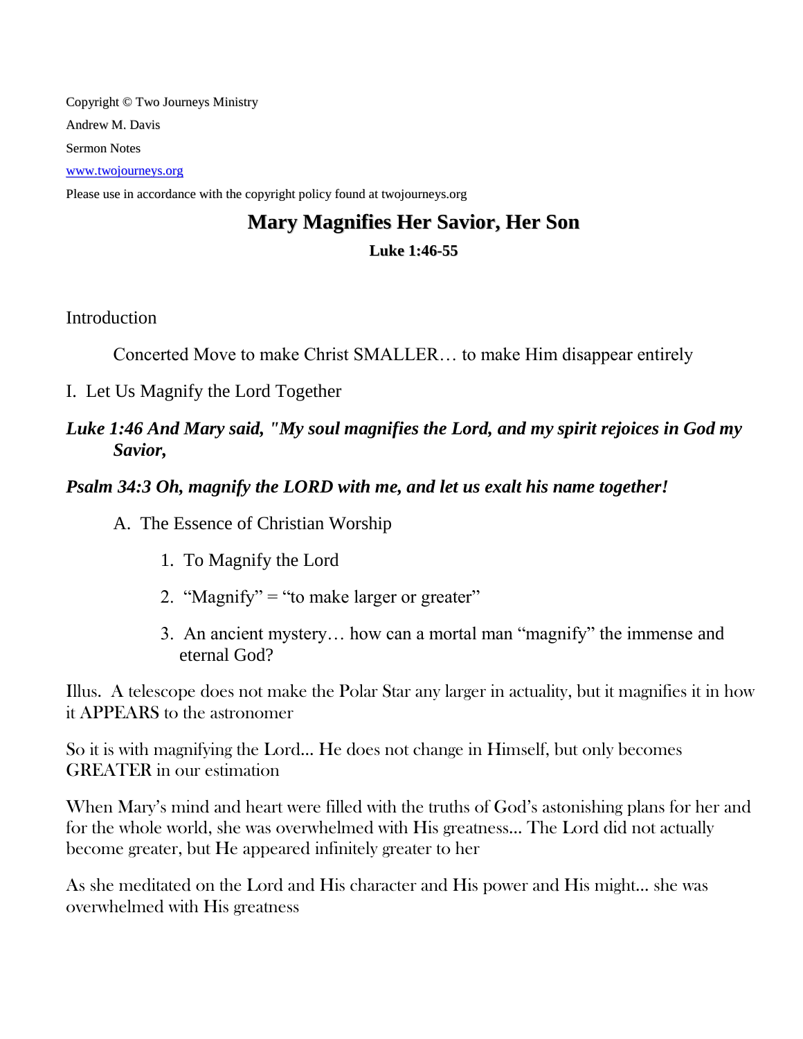Copyright © Two Journeys Ministry

Andrew M. Davis

Sermon Notes

www.twojourneys.org

Please use in accordance with the copyright policy found at twojourneys.org

# Mary Magnifies Her Savior, Her Son

### Luke 1:46-55

Introduction

Concerted Move to make Christ SMALLER… to make Him disappear entirely

I. Let Us Magnify the Lord Together

***Luke 1:46 And Mary said, "My soul magnifies the Lord, and my spirit rejoices in God my Savior,***

***Psalm 34:3 Oh, magnify the LORD with me, and let us exalt his name together!***

A. The Essence of Christian Worship

1. To Magnify the Lord
2. "Magnify" = "to make larger or greater"
3. An ancient mystery… how can a mortal man "magnify" the immense and eternal God?

Illus. A telescope does not make the Polar Star any larger in actuality, but it magnifies it in how it APPEARS to the astronomer

So it is with magnifying the Lord… He does not change in Himself, but only becomes GREATER in our estimation

When Mary's mind and heart were filled with the truths of God's astonishing plans for her and for the whole world, she was overwhelmed with His greatness… The Lord did not actually become greater, but He appeared infinitely greater to her

As she meditated on the Lord and His character and His power and His might… she was overwhelmed with His greatness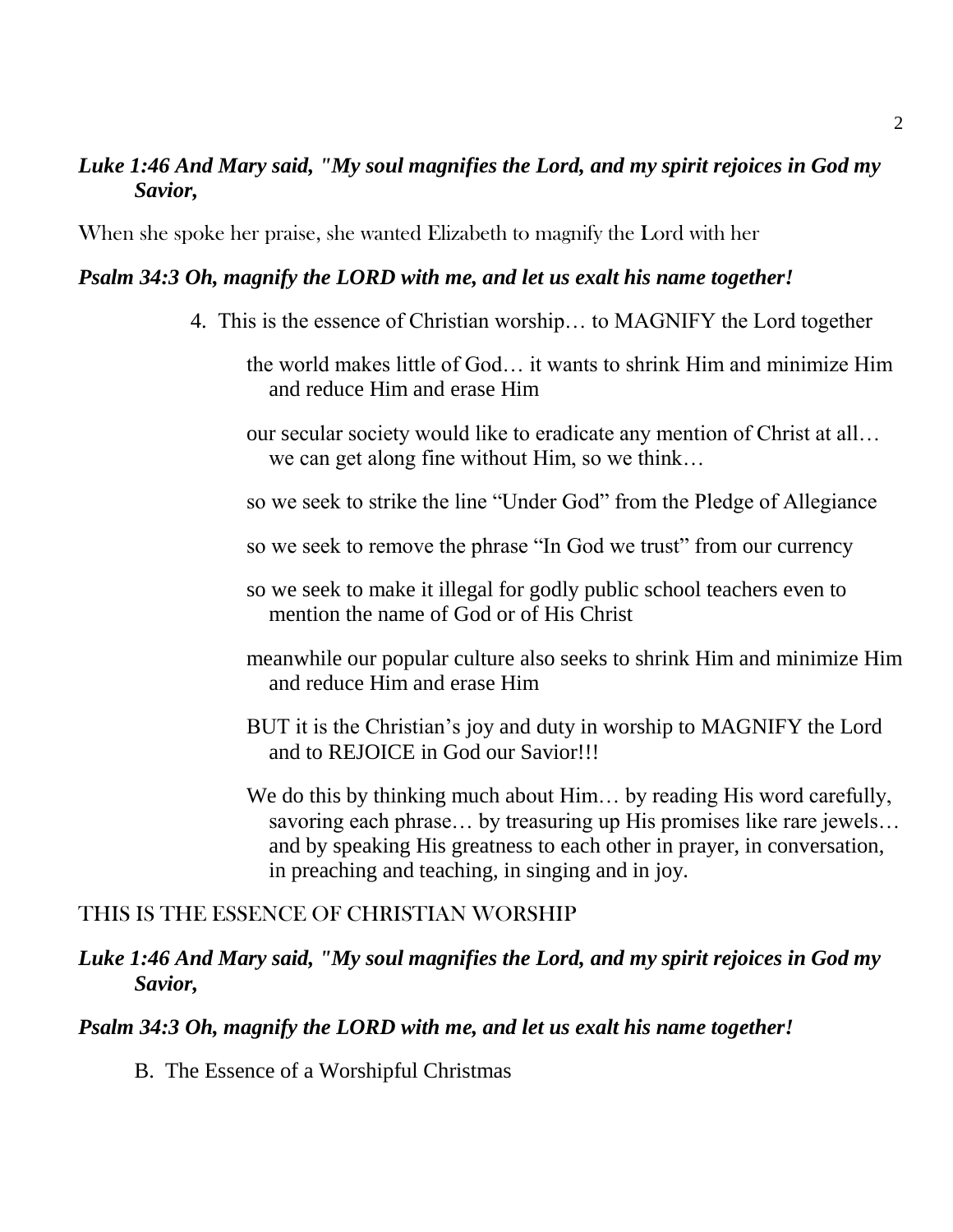***Luke 1:46 And Mary said, "My soul magnifies the Lord, and my spirit rejoices in God my Savior,***

When she spoke her praise, she wanted Elizabeth to magnify the Lord with her

***Psalm 34:3 Oh, magnify the LORD with me, and let us exalt his name together!***

4. This is the essence of Christian worship… to MAGNIFY the Lord together

    the world makes little of God… it wants to shrink Him and minimize Him and reduce Him and erase Him

    our secular society would like to eradicate any mention of Christ at all… we can get along fine without Him, so we think…

    so we seek to strike the line "Under God" from the Pledge of Allegiance

    so we seek to remove the phrase "In God we trust" from our currency

    so we seek to make it illegal for godly public school teachers even to mention the name of God or of His Christ

    meanwhile our popular culture also seeks to shrink Him and minimize Him and reduce Him and erase Him

    BUT it is the Christian's joy and duty in worship to MAGNIFY the Lord and to REJOICE in God our Savior!!!

    We do this by thinking much about Him… by reading His word carefully, savoring each phrase… by treasuring up His promises like rare jewels… and by speaking His greatness to each other in prayer, in conversation, in preaching and teaching, in singing and in joy.

THIS IS THE ESSENCE OF CHRISTIAN WORSHIP

***Luke 1:46 And Mary said, "My soul magnifies the Lord, and my spirit rejoices in God my Savior,***

***Psalm 34:3 Oh, magnify the LORD with me, and let us exalt his name together!***

B. The Essence of a Worshipful Christmas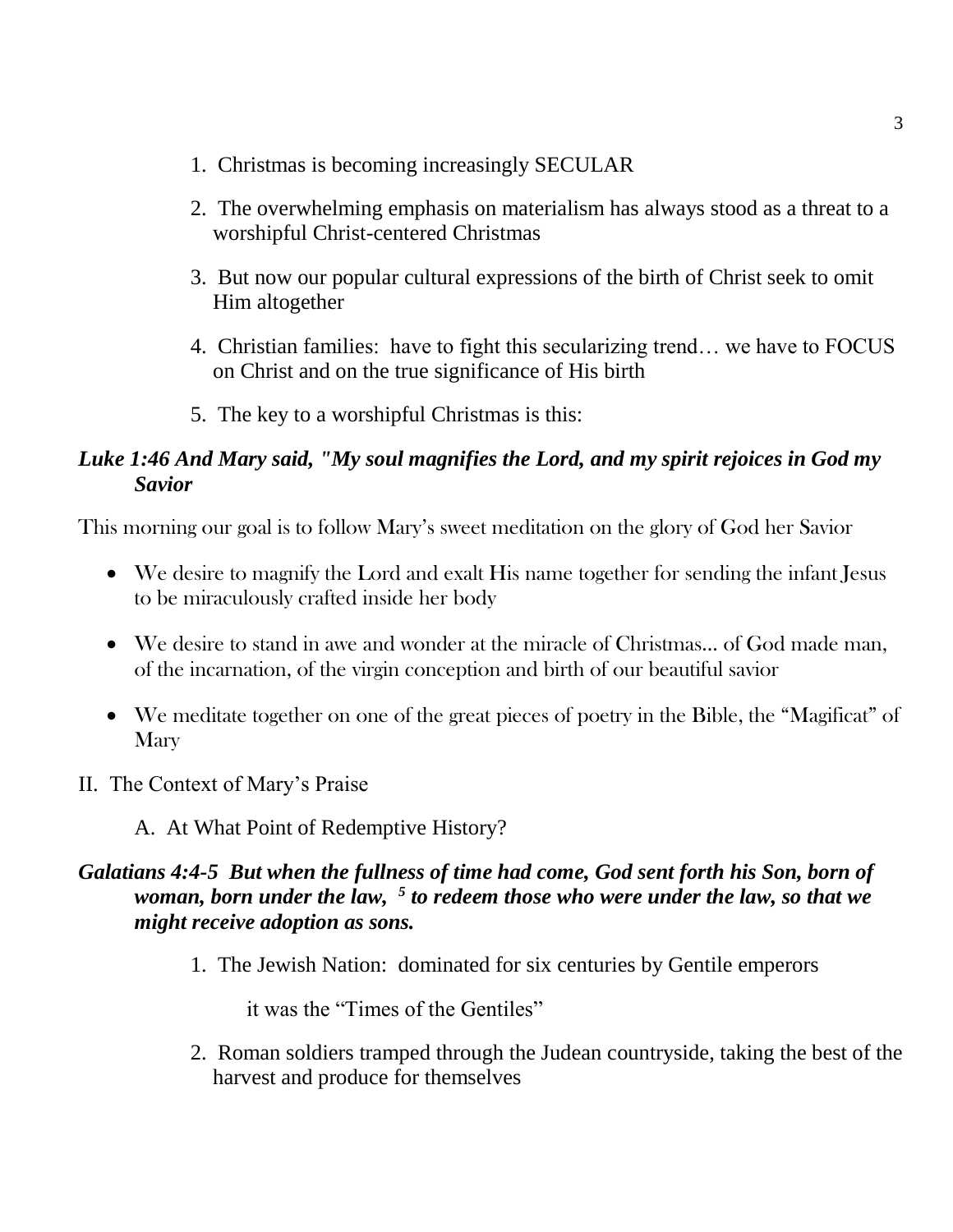1. Christmas is becoming increasingly SECULAR

2. The overwhelming emphasis on materialism has always stood as a threat to a worshipful Christ-centered Christmas

3. But now our popular cultural expressions of the birth of Christ seek to omit Him altogether

4. Christian families: have to fight this secularizing trend… we have to FOCUS on Christ and on the true significance of His birth

5. The key to a worshipful Christmas is this:

***Luke 1:46 And Mary said, "My soul magnifies the Lord, and my spirit rejoices in God my Savior***

This morning our goal is to follow Mary's sweet meditation on the glory of God her Savior

- We desire to magnify the Lord and exalt His name together for sending the infant Jesus to be miraculously crafted inside her body
- We desire to stand in awe and wonder at the miracle of Christmas... of God made man, of the incarnation, of the virgin conception and birth of our beautiful savior
- We meditate together on one of the great pieces of poetry in the Bible, the "Magificat" of Mary

II. The Context of Mary's Praise

A. At What Point of Redemptive History?

***Galatians 4:4-5 But when the fullness of time had come, God sent forth his Son, born of woman, born under the law, [5] to redeem those who were under the law, so that we might receive adoption as sons.***

1. The Jewish Nation: dominated for six centuries by Gentile emperors

   it was the "Times of the Gentiles"

2. Roman soldiers tramped through the Judean countryside, taking the best of the harvest and produce for themselves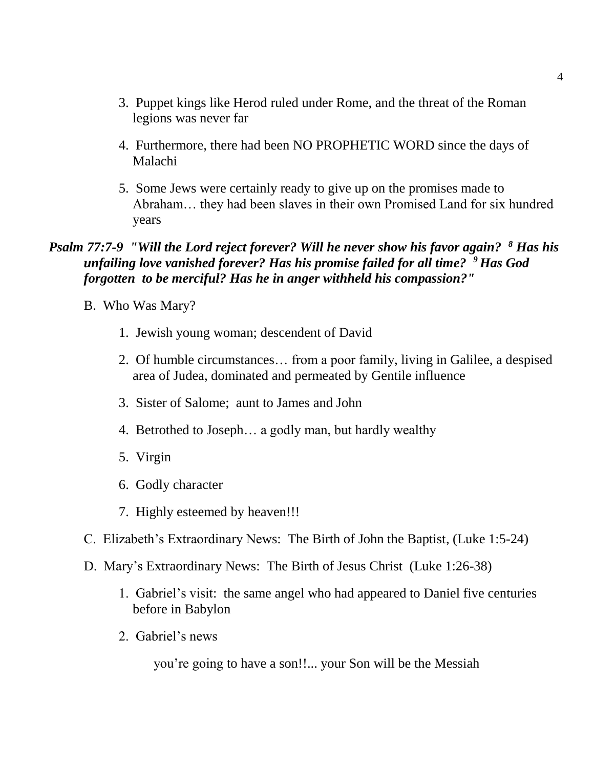3. Puppet kings like Herod ruled under Rome, and the threat of the Roman legions was never far

4. Furthermore, there had been NO PROPHETIC WORD since the days of Malachi

5. Some Jews were certainly ready to give up on the promises made to Abraham… they had been slaves in their own Promised Land for six hundred years

***Psalm 77:7-9 "Will the Lord reject forever? Will he never show his favor again? [8] Has his unfailing love vanished forever? Has his promise failed for all time? [9] Has God forgotten to be merciful? Has he in anger withheld his compassion?"***

B. Who Was Mary?

1. Jewish young woman; descendent of David

2. Of humble circumstances… from a poor family, living in Galilee, a despised area of Judea, dominated and permeated by Gentile influence

3. Sister of Salome; aunt to James and John

4. Betrothed to Joseph… a godly man, but hardly wealthy

5. Virgin

6. Godly character

7. Highly esteemed by heaven!!!

C. Elizabeth's Extraordinary News: The Birth of John the Baptist, (Luke 1:5-24)

D. Mary's Extraordinary News: The Birth of Jesus Christ (Luke 1:26-38)

1. Gabriel's visit: the same angel who had appeared to Daniel five centuries before in Babylon

2. Gabriel's news

you're going to have a son!!... your Son will be the Messiah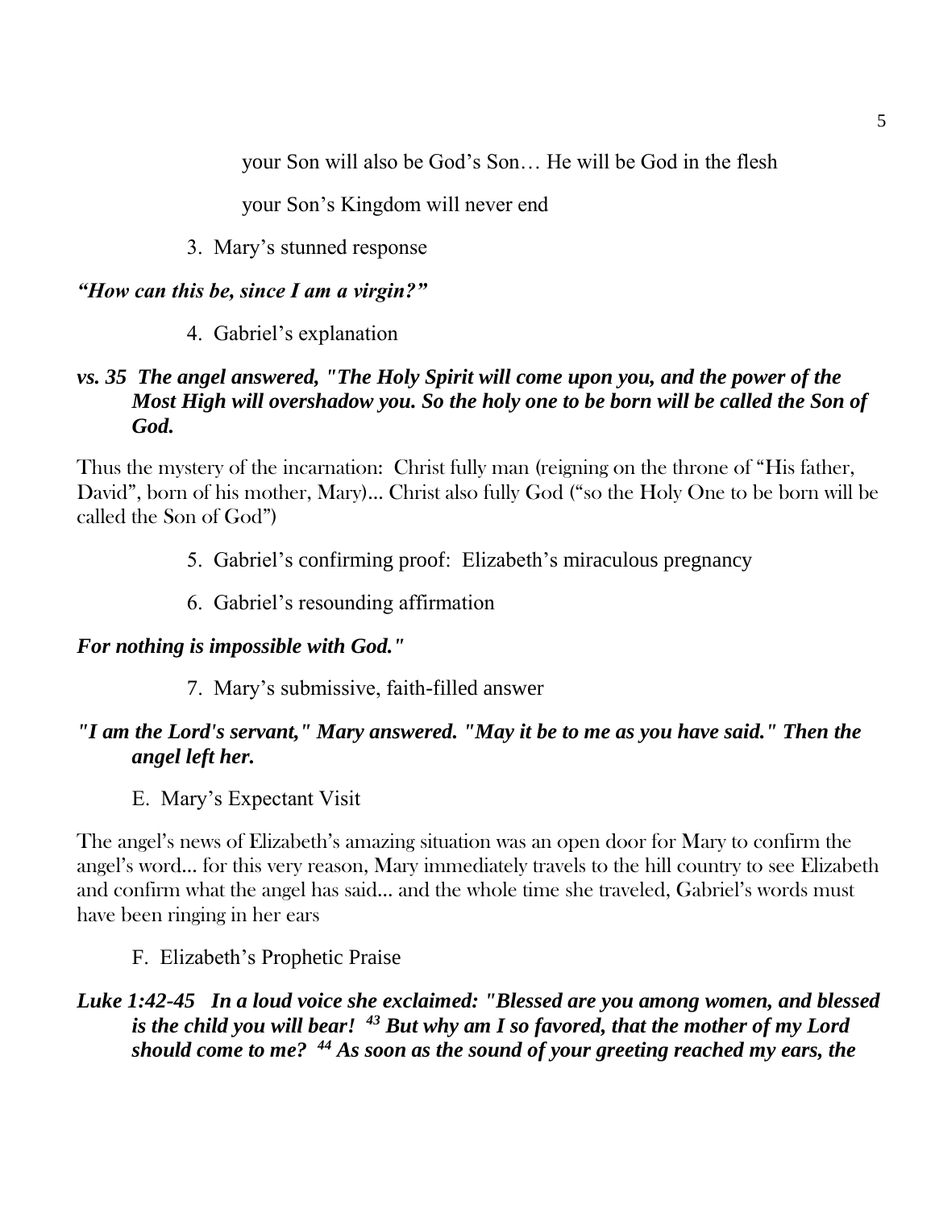your Son will also be God's Son… He will be God in the flesh

your Son's Kingdom will never end

3. Mary's stunned response

***"How can this be, since I am a virgin?"***

4. Gabriel's explanation

***vs. 35 The angel answered, "The Holy Spirit will come upon you, and the power of the Most High will overshadow you. So the holy one to be born will be called the Son of God.***

Thus the mystery of the incarnation: Christ fully man (reigning on the throne of "His father, David", born of his mother, Mary)... Christ also fully God ("so the Holy One to be born will be called the Son of God")

5. Gabriel's confirming proof: Elizabeth's miraculous pregnancy

6. Gabriel's resounding affirmation

***For nothing is impossible with God."***

7. Mary's submissive, faith-filled answer

***"I am the Lord's servant," Mary answered. "May it be to me as you have said." Then the angel left her.***

E. Mary's Expectant Visit

The angel's news of Elizabeth's amazing situation was an open door for Mary to confirm the angel's word... for this very reason, Mary immediately travels to the hill country to see Elizabeth and confirm what the angel has said... and the whole time she traveled, Gabriel's words must have been ringing in her ears

F. Elizabeth's Prophetic Praise

***Luke 1:42-45 In a loud voice she exclaimed: "Blessed are you among women, and blessed is the child you will bear! [43] But why am I so favored, that the mother of my Lord should come to me? [44] As soon as the sound of your greeting reached my ears, the***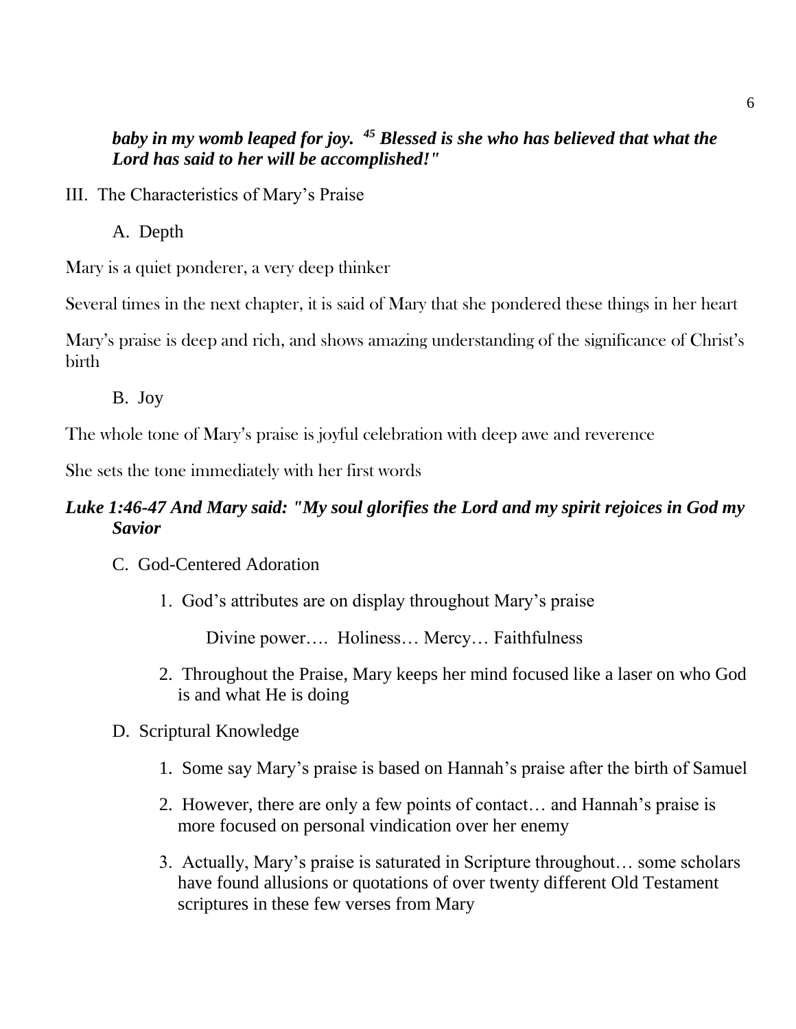***baby in my womb leaped for joy. [45] Blessed is she who has believed that what the Lord has said to her will be accomplished!"***

III. The Characteristics of Mary's Praise

A. Depth

Mary is a quiet ponderer, a very deep thinker

Several times in the next chapter, it is said of Mary that she pondered these things in her heart

Mary's praise is deep and rich, and shows amazing understanding of the significance of Christ's birth

B. Joy

The whole tone of Mary's praise is joyful celebration with deep awe and reverence

She sets the tone immediately with her first words

***Luke 1:46-47 And Mary said: "My soul glorifies the Lord and my spirit rejoices in God my Savior***

C. God-Centered Adoration

1. God's attributes are on display throughout Mary's praise

   Divine power…. Holiness… Mercy… Faithfulness

2. Throughout the Praise, Mary keeps her mind focused like a laser on who God is and what He is doing

D. Scriptural Knowledge

1. Some say Mary's praise is based on Hannah's praise after the birth of Samuel

2. However, there are only a few points of contact… and Hannah's praise is more focused on personal vindication over her enemy

3. Actually, Mary's praise is saturated in Scripture throughout… some scholars have found allusions or quotations of over twenty different Old Testament scriptures in these few verses from Mary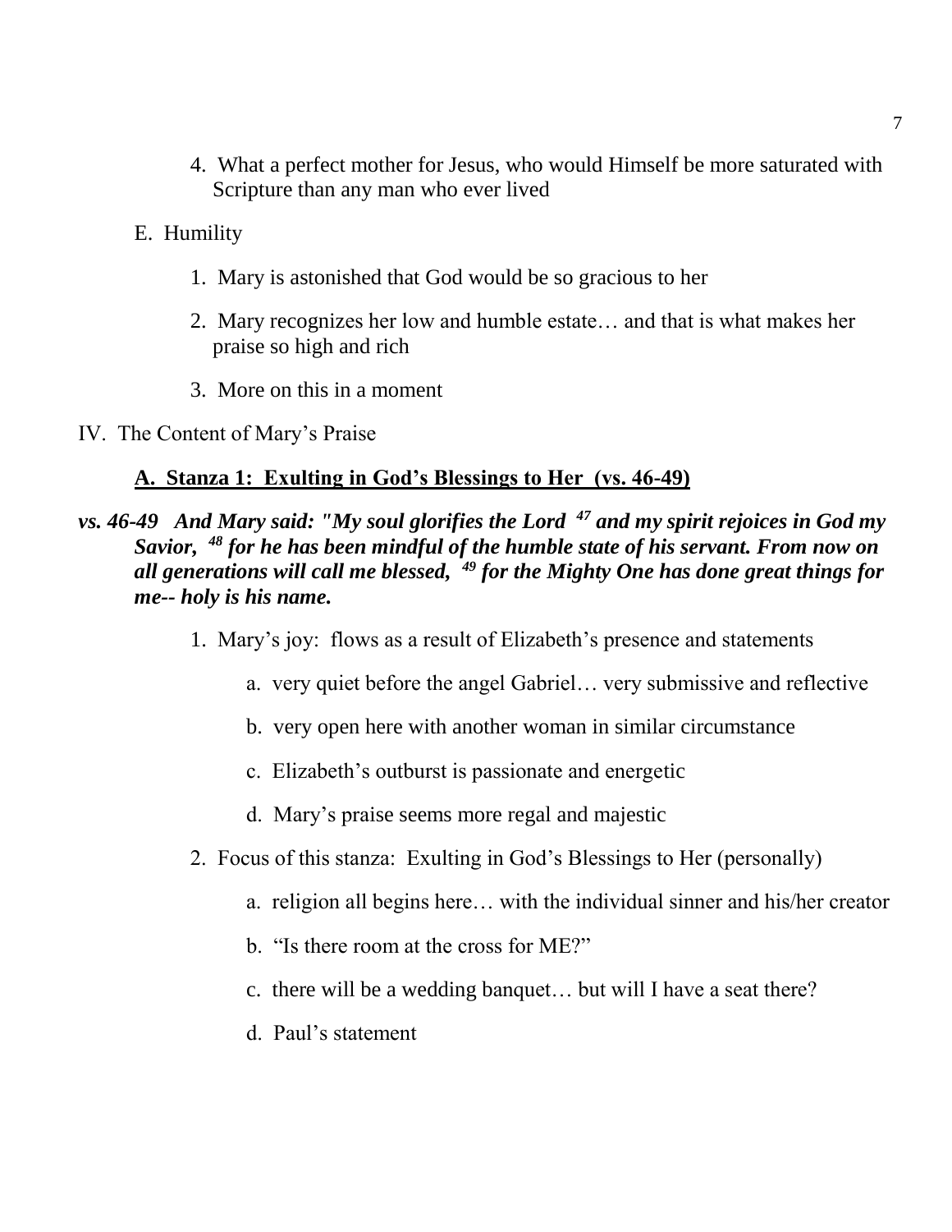4. What a perfect mother for Jesus, who would Himself be more saturated with Scripture than any man who ever lived

E. Humility

1. Mary is astonished that God would be so gracious to her

2. Mary recognizes her low and humble estate… and that is what makes her praise so high and rich

3. More on this in a moment

IV. The Content of Mary's Praise

**A. Stanza 1: Exulting in God's Blessings to Her (vs. 46-49)**

***vs. 46-49 And Mary said: "My soul glorifies the Lord [47] and my spirit rejoices in God my Savior, [48] for he has been mindful of the humble state of his servant. From now on all generations will call me blessed, [49] for the Mighty One has done great things for me-- holy is his name.***

1. Mary's joy: flows as a result of Elizabeth's presence and statements

   a. very quiet before the angel Gabriel… very submissive and reflective

   b. very open here with another woman in similar circumstance

   c. Elizabeth's outburst is passionate and energetic

   d. Mary's praise seems more regal and majestic

2. Focus of this stanza: Exulting in God's Blessings to Her (personally)

   a. religion all begins here… with the individual sinner and his/her creator

   b. "Is there room at the cross for ME?"

   c. there will be a wedding banquet… but will I have a seat there?

   d. Paul's statement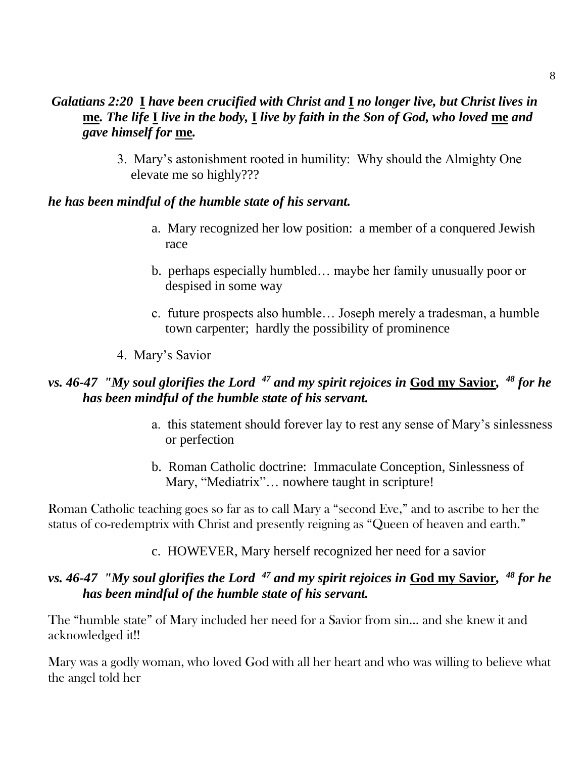***Galatians 2:20 <u>I</u> have been crucified with Christ and <u>I</u> no longer live, but Christ lives in <u>me</u>. The life <u>I</u> live in the body, <u>I</u> live by faith in the Son of God, who loved <u>me</u> and gave himself for <u>me</u>.***

3. Mary's astonishment rooted in humility: Why should the Almighty One elevate me so highly???

***he has been mindful of the humble state of his servant.***

a. Mary recognized her low position: a member of a conquered Jewish race

b. perhaps especially humbled… maybe her family unusually poor or despised in some way

c. future prospects also humble… Joseph merely a tradesman, a humble town carpenter; hardly the possibility of prominence

4. Mary's Savior

***vs. 46-47 "My soul glorifies the Lord [47] and my spirit rejoices in <u>God my Savior</u>, [48] for he has been mindful of the humble state of his servant.***

a. this statement should forever lay to rest any sense of Mary's sinlessness or perfection

b. Roman Catholic doctrine: Immaculate Conception, Sinlessness of Mary, "Mediatrix"… nowhere taught in scripture!

Roman Catholic teaching goes so far as to call Mary a "second Eve," and to ascribe to her the status of co-redemptrix with Christ and presently reigning as "Queen of heaven and earth."

c. HOWEVER, Mary herself recognized her need for a savior

***vs. 46-47 "My soul glorifies the Lord [47] and my spirit rejoices in <u>God my Savior</u>, [48] for he has been mindful of the humble state of his servant.***

The "humble state" of Mary included her need for a Savior from sin... and she knew it and acknowledged it!!

Mary was a godly woman, who loved God with all her heart and who was willing to believe what the angel told her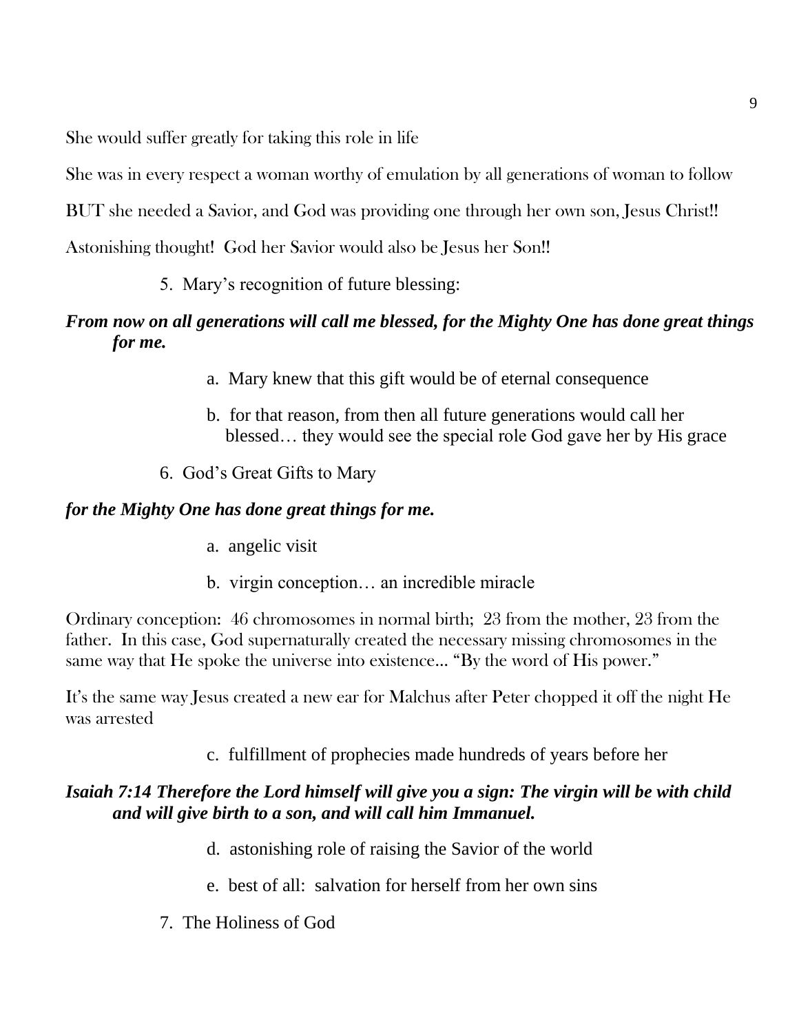She would suffer greatly for taking this role in life

She was in every respect a woman worthy of emulation by all generations of woman to follow

BUT she needed a Savior, and God was providing one through her own son, Jesus Christ!!

Astonishing thought! God her Savior would also be Jesus her Son!!

5. Mary's recognition of future blessing:

***From now on all generations will call me blessed, for the Mighty One has done great things for me.***

a. Mary knew that this gift would be of eternal consequence

b. for that reason, from then all future generations would call her blessed… they would see the special role God gave her by His grace

6. God's Great Gifts to Mary

***for the Mighty One has done great things for me.***

a. angelic visit

b. virgin conception… an incredible miracle

Ordinary conception: 46 chromosomes in normal birth; 23 from the mother, 23 from the father. In this case, God supernaturally created the necessary missing chromosomes in the same way that He spoke the universe into existence... "By the word of His power."

It's the same way Jesus created a new ear for Malchus after Peter chopped it off the night He was arrested

c. fulfillment of prophecies made hundreds of years before her

***Isaiah 7:14 Therefore the Lord himself will give you a sign: The virgin will be with child and will give birth to a son, and will call him Immanuel.***

d. astonishing role of raising the Savior of the world

e. best of all: salvation for herself from her own sins

7. The Holiness of God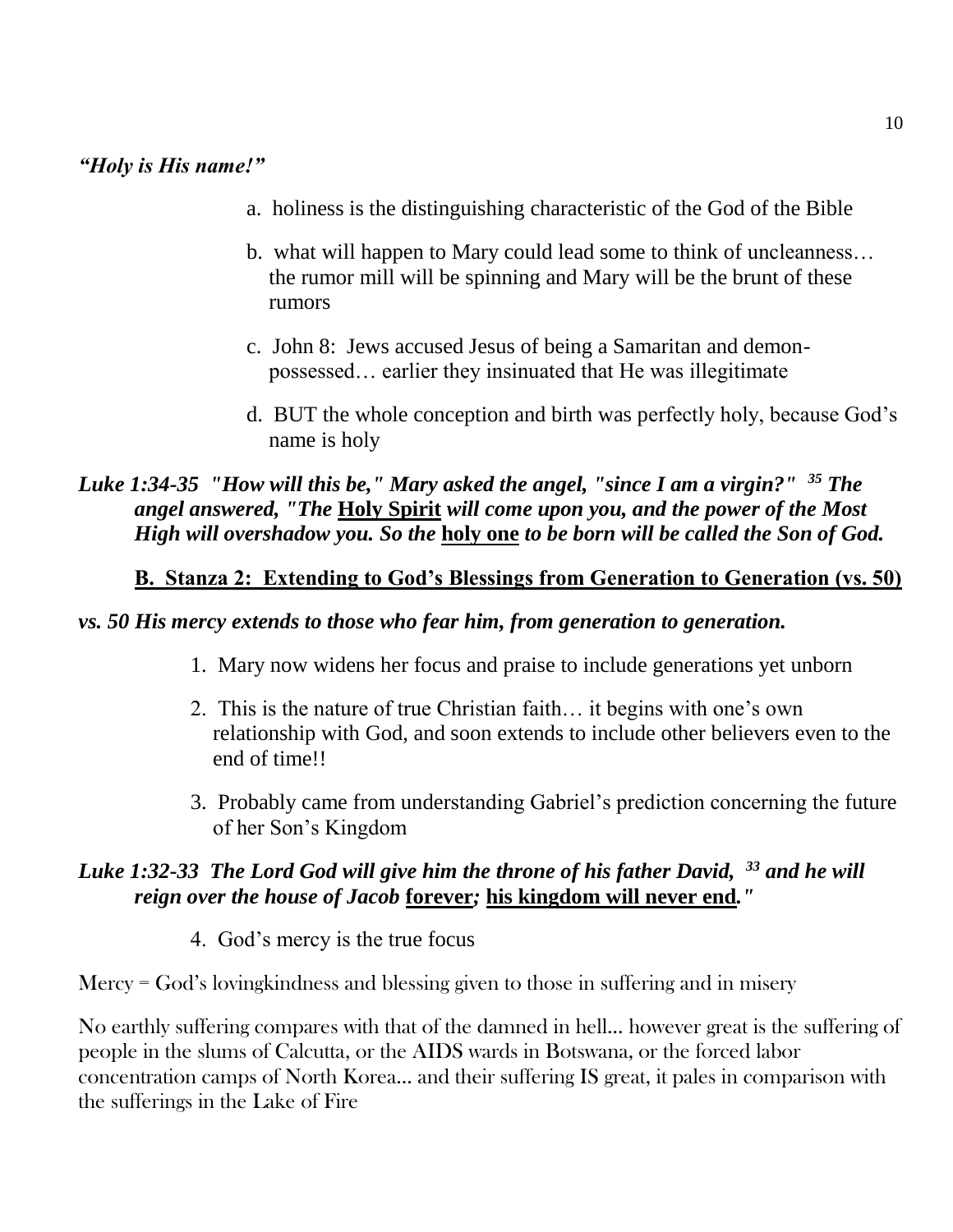***"Holy is His name!"***

a. holiness is the distinguishing characteristic of the God of the Bible

b. what will happen to Mary could lead some to think of uncleanness… the rumor mill will be spinning and Mary will be the brunt of these rumors

c. John 8: Jews accused Jesus of being a Samaritan and demon-possessed… earlier they insinuated that He was illegitimate

d. BUT the whole conception and birth was perfectly holy, because God's name is holy

***Luke 1:34-35 "How will this be," Mary asked the angel, "since I am a virgin?" [35] The angel answered, "The <u>Holy Spirit</u> will come upon you, and the power of the Most High will overshadow you. So the <u>holy one</u> to be born will be called the Son of God.***

**<u>B. Stanza 2: Extending to God's Blessings from Generation to Generation (vs. 50)</u>**

***vs. 50 His mercy extends to those who fear him, from generation to generation.***

1. Mary now widens her focus and praise to include generations yet unborn
2. This is the nature of true Christian faith… it begins with one's own relationship with God, and soon extends to include other believers even to the end of time!!
3. Probably came from understanding Gabriel's prediction concerning the future of her Son's Kingdom

***Luke 1:32-33 The Lord God will give him the throne of his father David, [33] and he will reign over the house of Jacob <u>forever</u>; <u>his kingdom will never end</u>."***

4. God's mercy is the true focus

Mercy = God's lovingkindness and blessing given to those in suffering and in misery

No earthly suffering compares with that of the damned in hell… however great is the suffering of people in the slums of Calcutta, or the AIDS wards in Botswana, or the forced labor concentration camps of North Korea… and their suffering IS great, it pales in comparison with the sufferings in the Lake of Fire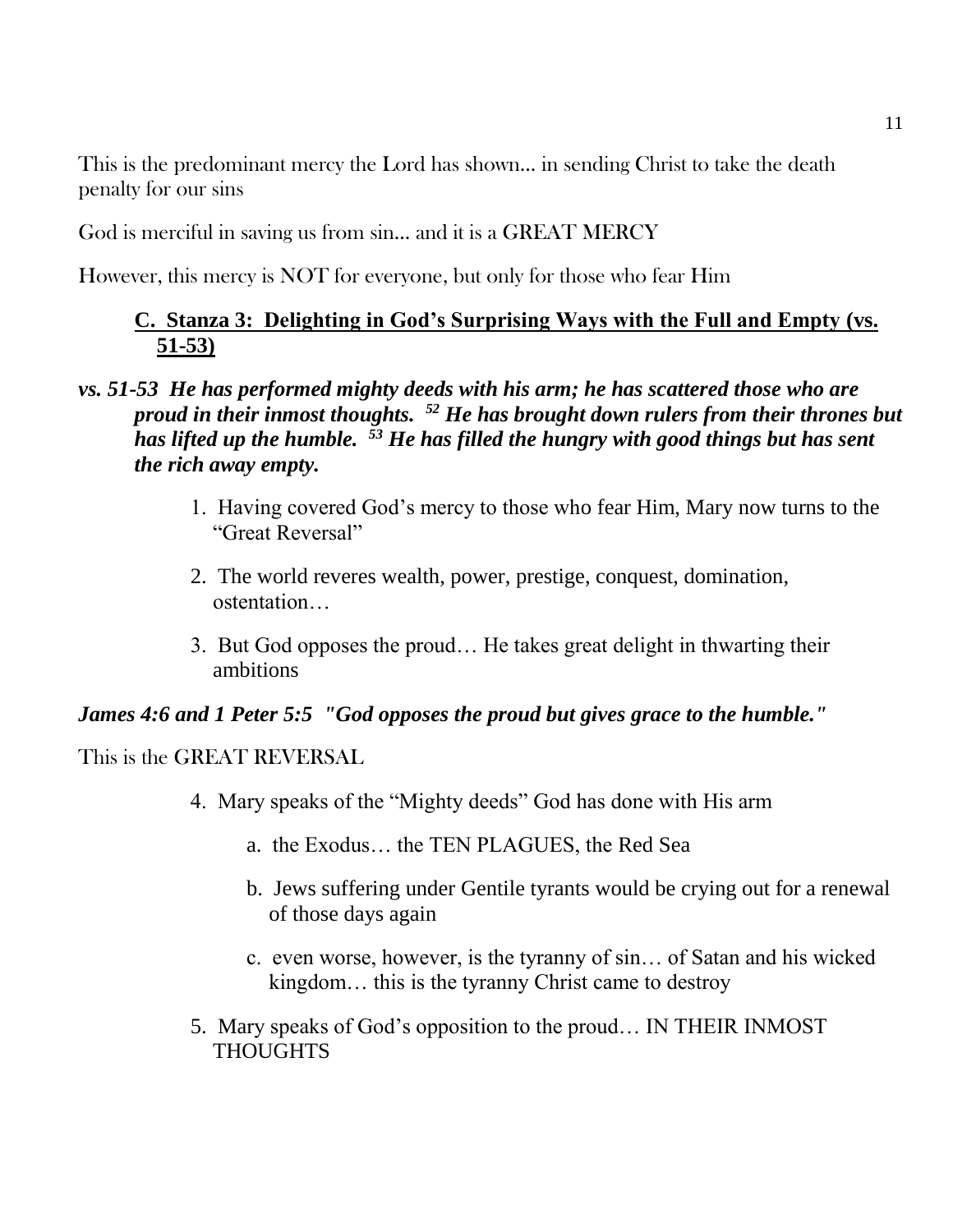This is the predominant mercy the Lord has shown… in sending Christ to take the death penalty for our sins

God is merciful in saving us from sin… and it is a GREAT MERCY

However, this mercy is NOT for everyone, but only for those who fear Him

### **C. Stanza 3: Delighting in God's Surprising Ways with the Full and Empty (vs. 51-53)**

***vs. 51-53 He has performed mighty deeds with his arm; he has scattered those who are proud in their inmost thoughts. [52] He has brought down rulers from their thrones but has lifted up the humble. [53] He has filled the hungry with good things but has sent the rich away empty.***

1. Having covered God's mercy to those who fear Him, Mary now turns to the "Great Reversal"
2. The world reveres wealth, power, prestige, conquest, domination, ostentation…
3. But God opposes the proud… He takes great delight in thwarting their ambitions

***James 4:6 and 1 Peter 5:5 "God opposes the proud but gives grace to the humble."***

This is the GREAT REVERSAL

4. Mary speaks of the "Mighty deeds" God has done with His arm
    a. the Exodus… the TEN PLAGUES, the Red Sea
    b. Jews suffering under Gentile tyrants would be crying out for a renewal of those days again
    c. even worse, however, is the tyranny of sin… of Satan and his wicked kingdom… this is the tyranny Christ came to destroy
5. Mary speaks of God's opposition to the proud… IN THEIR INMOST THOUGHTS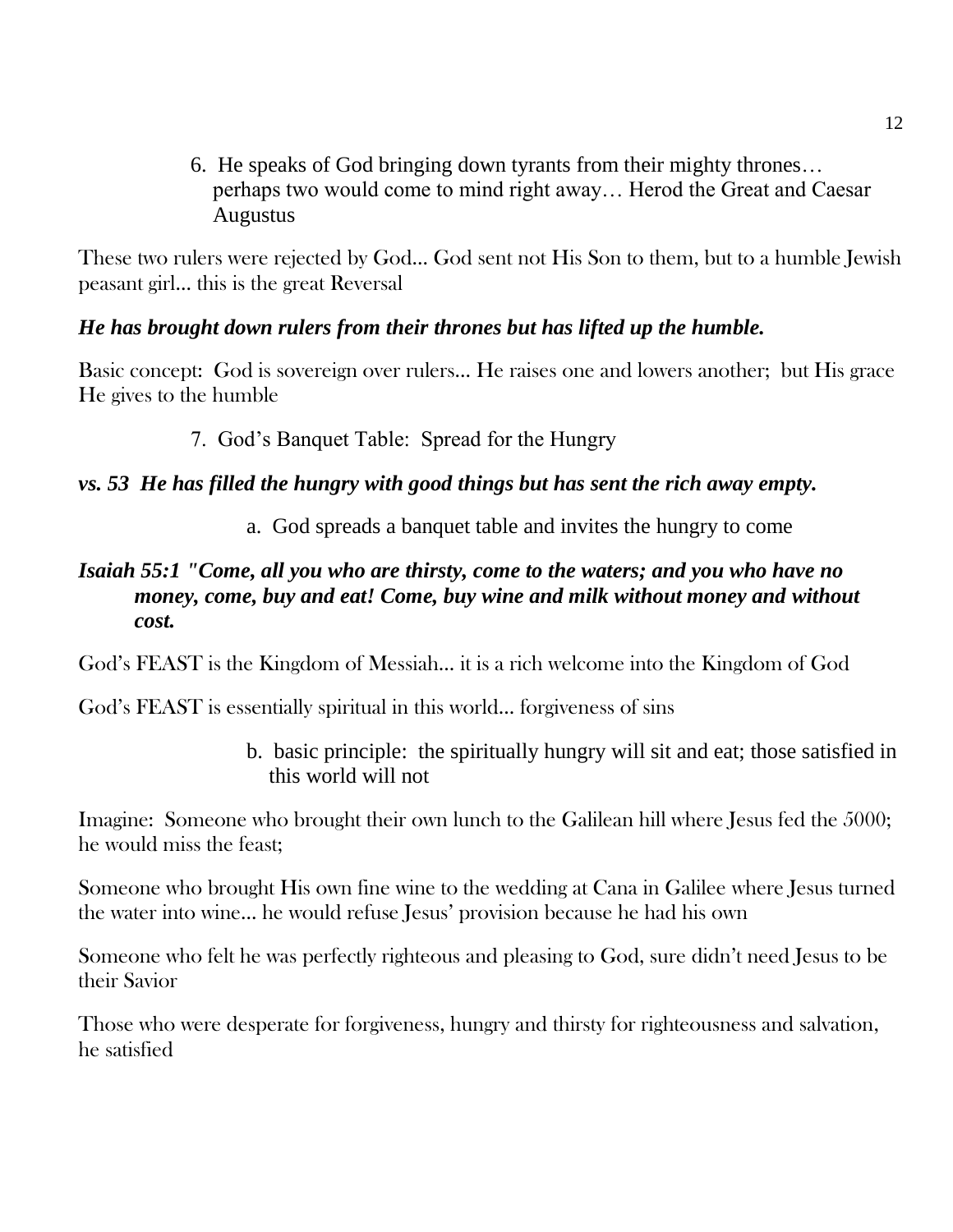6. He speaks of God bringing down tyrants from their mighty thrones… perhaps two would come to mind right away… Herod the Great and Caesar Augustus

These two rulers were rejected by God... God sent not His Son to them, but to a humble Jewish peasant girl... this is the great Reversal

***He has brought down rulers from their thrones but has lifted up the humble.***

Basic concept: God is sovereign over rulers... He raises one and lowers another; but His grace He gives to the humble

7. God's Banquet Table: Spread for the Hungry

***vs. 53 He has filled the hungry with good things but has sent the rich away empty.***

a. God spreads a banquet table and invites the hungry to come

***Isaiah 55:1 "Come, all you who are thirsty, come to the waters; and you who have no money, come, buy and eat! Come, buy wine and milk without money and without cost.***

God's FEAST is the Kingdom of Messiah... it is a rich welcome into the Kingdom of God

God's FEAST is essentially spiritual in this world... forgiveness of sins

b. basic principle: the spiritually hungry will sit and eat; those satisfied in this world will not

Imagine: Someone who brought their own lunch to the Galilean hill where Jesus fed the 5000; he would miss the feast;

Someone who brought His own fine wine to the wedding at Cana in Galilee where Jesus turned the water into wine... he would refuse Jesus' provision because he had his own

Someone who felt he was perfectly righteous and pleasing to God, sure didn't need Jesus to be their Savior

Those who were desperate for forgiveness, hungry and thirsty for righteousness and salvation, he satisfied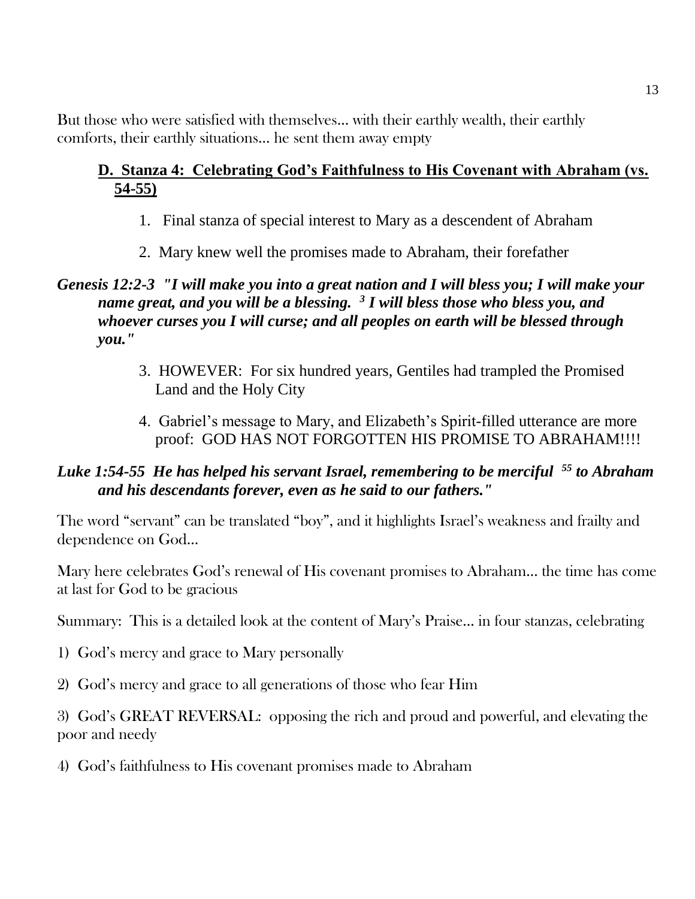But those who were satisfied with themselves... with their earthly wealth, their earthly comforts, their earthly situations... he sent them away empty

### D. Stanza 4: Celebrating God's Faithfulness to His Covenant with Abraham (vs. 54-55)

1. Final stanza of special interest to Mary as a descendent of Abraham

2. Mary knew well the promises made to Abraham, their forefather

***Genesis 12:2-3 "I will make you into a great nation and I will bless you; I will make your name great, and you will be a blessing. [3] I will bless those who bless you, and whoever curses you I will curse; and all peoples on earth will be blessed through you."***

3. HOWEVER: For six hundred years, Gentiles had trampled the Promised Land and the Holy City

4. Gabriel's message to Mary, and Elizabeth's Spirit-filled utterance are more proof: GOD HAS NOT FORGOTTEN HIS PROMISE TO ABRAHAM!!!!

***Luke 1:54-55 He has helped his servant Israel, remembering to be merciful [55] to Abraham and his descendants forever, even as he said to our fathers."***

The word "servant" can be translated "boy", and it highlights Israel's weakness and frailty and dependence on God...

Mary here celebrates God's renewal of His covenant promises to Abraham... the time has come at last for God to be gracious

Summary: This is a detailed look at the content of Mary's Praise... in four stanzas, celebrating

1) God's mercy and grace to Mary personally

2) God's mercy and grace to all generations of those who fear Him

3) God's GREAT REVERSAL: opposing the rich and proud and powerful, and elevating the poor and needy

4) God's faithfulness to His covenant promises made to Abraham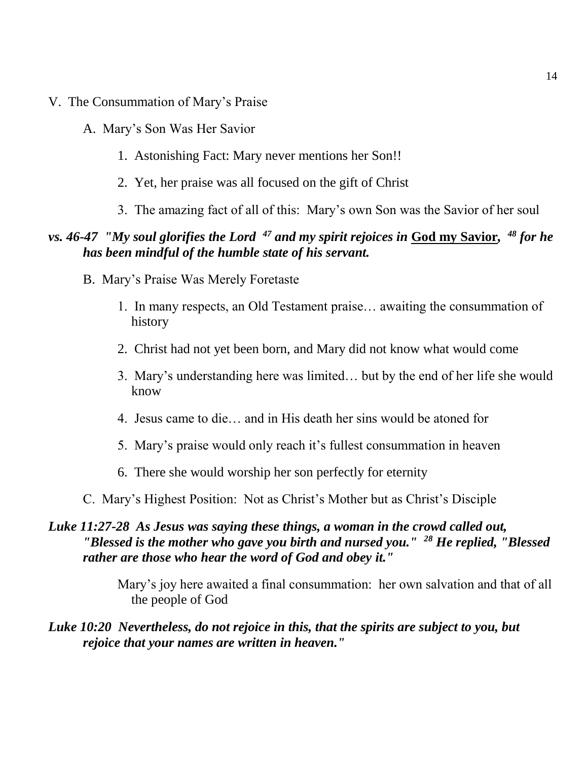V. The Consummation of Mary's Praise

A. Mary's Son Was Her Savior

1. Astonishing Fact: Mary never mentions her Son!!

2. Yet, her praise was all focused on the gift of Christ

3. The amazing fact of all of this: Mary's own Son was the Savior of her soul

***vs. 46-47 "My soul glorifies the Lord [47] and my spirit rejoices in <u>God my Savior</u>, [48] for he has been mindful of the humble state of his servant.***

B. Mary's Praise Was Merely Foretaste

1. In many respects, an Old Testament praise… awaiting the consummation of history

2. Christ had not yet been born, and Mary did not know what would come

3. Mary's understanding here was limited… but by the end of her life she would know

4. Jesus came to die… and in His death her sins would be atoned for

5. Mary's praise would only reach it's fullest consummation in heaven

6. There she would worship her son perfectly for eternity

C. Mary's Highest Position: Not as Christ's Mother but as Christ's Disciple

***Luke 11:27-28 As Jesus was saying these things, a woman in the crowd called out, "Blessed is the mother who gave you birth and nursed you." [28] He replied, "Blessed rather are those who hear the word of God and obey it."***

Mary's joy here awaited a final consummation: her own salvation and that of all the people of God

***Luke 10:20 Nevertheless, do not rejoice in this, that the spirits are subject to you, but rejoice that your names are written in heaven."***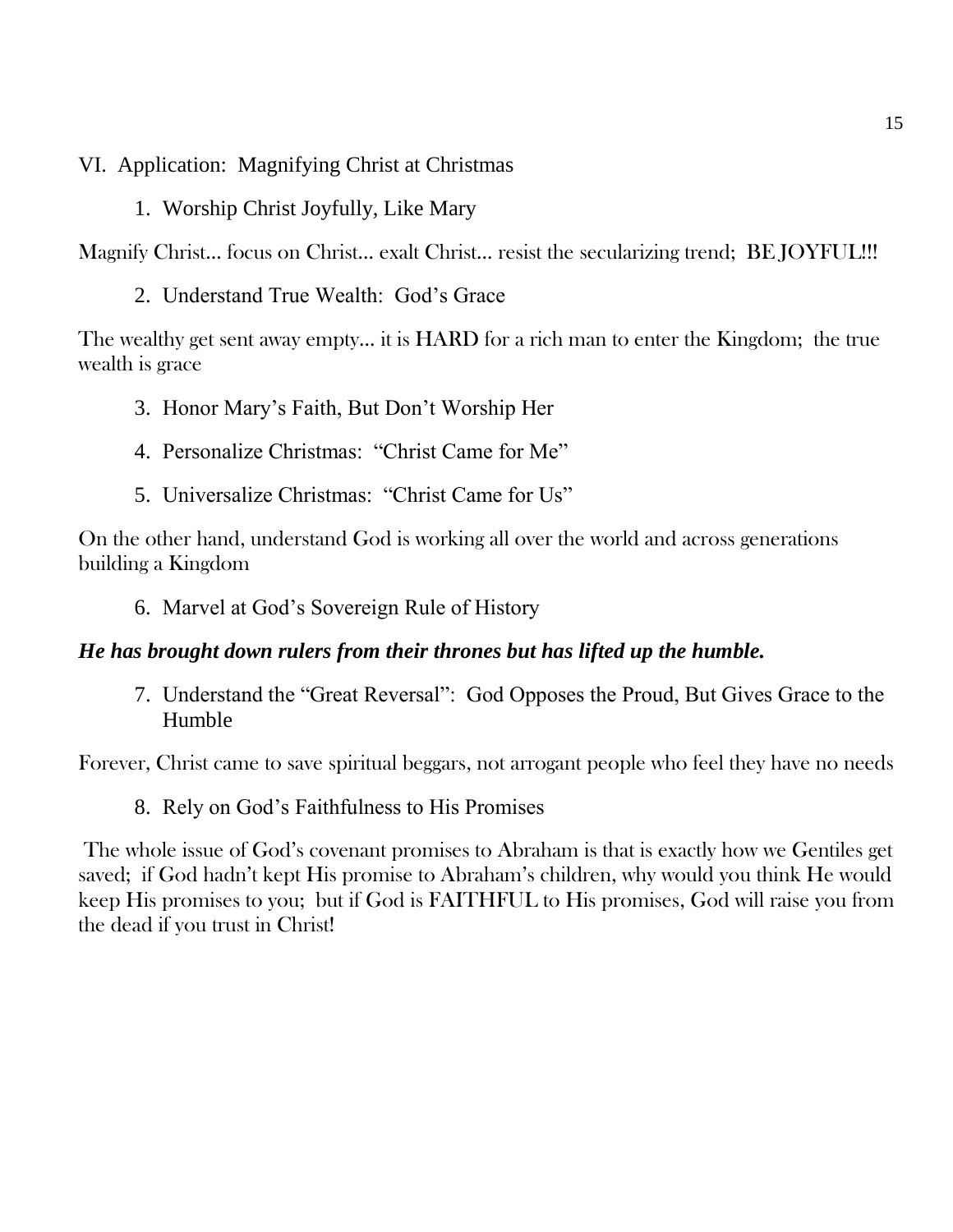## VI. Application: Magnifying Christ at Christmas

1. Worship Christ Joyfully, Like Mary

Magnify Christ… focus on Christ… exalt Christ… resist the secularizing trend; BE JOYFUL!!!

2. Understand True Wealth: God's Grace

The wealthy get sent away empty… it is HARD for a rich man to enter the Kingdom; the true wealth is grace

3. Honor Mary's Faith, But Don't Worship Her
4. Personalize Christmas: "Christ Came for Me"
5. Universalize Christmas: "Christ Came for Us"

On the other hand, understand God is working all over the world and across generations building a Kingdom

6. Marvel at God's Sovereign Rule of History

***He has brought down rulers from their thrones but has lifted up the humble.***

7. Understand the "Great Reversal": God Opposes the Proud, But Gives Grace to the Humble

Forever, Christ came to save spiritual beggars, not arrogant people who feel they have no needs

8. Rely on God's Faithfulness to His Promises

The whole issue of God's covenant promises to Abraham is that is exactly how we Gentiles get saved; if God hadn't kept His promise to Abraham's children, why would you think He would keep His promises to you; but if God is FAITHFUL to His promises, God will raise you from the dead if you trust in Christ!